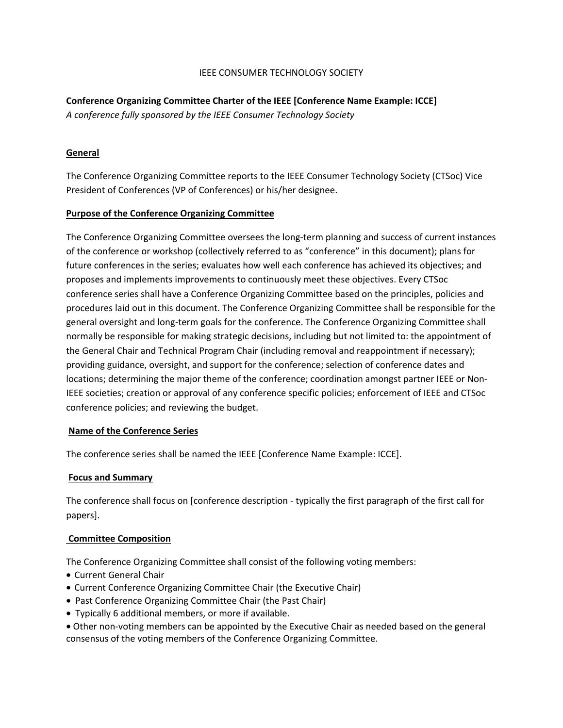# IEEE CONSUMER TECHNOLOGY SOCIETY

**Conference Organizing Committee Charter of the IEEE [Conference Name Example: ICCE]**

*A conference fully sponsored by the IEEE Consumer Technology Society*

## General

The Conference Organizing Committee reports to the IEEE Consumer Technology Society (CTSoc) Vice President of Conferences (VP of Conferences) or his/her designee.

## Purpose of the Conference Organizing Committee

The Conference Organizing Committee oversees the long-term planning and success of current instances of the conference or workshop (collectively referred to as "conference" in this document); plans for future conferences in the series; evaluates how well each conference has achieved its objectives; and proposes and implements improvements to continuously meet these objectives. Every CTSoc conference series shall have a Conference Organizing Committee based on the principles, policies and procedures laid out in this document. The Conference Organizing Committee shall be responsible for the general oversight and long-term goals for the conference. The Conference Organizing Committee shall normally be responsible for making strategic decisions, including but not limited to: the appointment of the General Chair and Technical Program Chair (including removal and reappointment if necessary); providing guidance, oversight, and support for the conference; selection of conference dates and locations; determining the major theme of the conference; coordination amongst partner IEEE or Non-IEEE societies; creation or approval of any conference specific policies; enforcement of IEEE and CTSoc conference policies; and reviewing the budget.

## Name of the Conference Series

The conference series shall be named the IEEE [Conference Name Example: ICCE].

## Focus and Summary

The conference shall focus on [conference description - typically the first paragraph of the first call for papers].

## Committee Composition

The Conference Organizing Committee shall consist of the following voting members:

- Current General Chair
- Current Conference Organizing Committee Chair (the Executive Chair)
- Past Conference Organizing Committee Chair (the Past Chair)
- Typically 6 additional members, or more if available.
- Other non-voting members can be appointed by the Executive Chair as needed based on the general consensus of the voting members of the Conference Organizing Committee.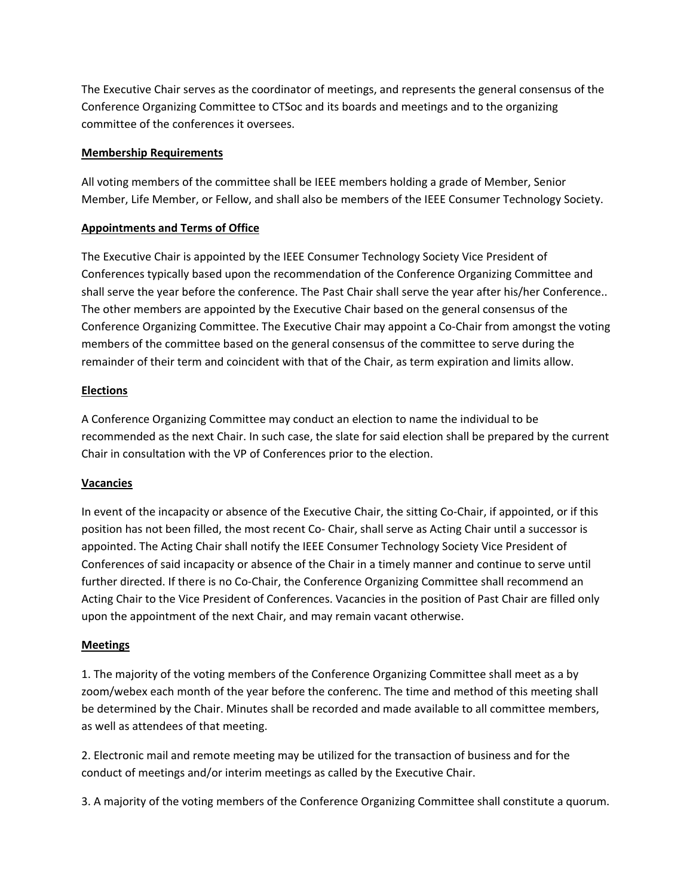The Executive Chair serves as the coordinator of meetings, and represents the general consensus of the Conference Organizing Committee to CTSoc and its boards and meetings and to the organizing committee of the conferences it oversees.

**Membership Requirements**

All voting members of the committee shall be IEEE members holding a grade of Member, Senior Member, Life Member, or Fellow, and shall also be members of the IEEE Consumer Technology Society.

**Appointments and Terms of Office**

The Executive Chair is appointed by the IEEE Consumer Technology Society Vice President of Conferences typically based upon the recommendation of the Conference Organizing Committee and shall serve the year before the conference. The Past Chair shall serve the year after his/her Conference.. The other members are appointed by the Executive Chair based on the general consensus of the Conference Organizing Committee. The Executive Chair may appoint a Co-Chair from amongst the voting members of the committee based on the general consensus of the committee to serve during the remainder of their term and coincident with that of the Chair, as term expiration and limits allow.

**Elections**

A Conference Organizing Committee may conduct an election to name the individual to be recommended as the next Chair. In such case, the slate for said election shall be prepared by the current Chair in consultation with the VP of Conferences prior to the election.

**Vacancies**

In event of the incapacity or absence of the Executive Chair, the sitting Co-Chair, if appointed, or if this position has not been filled, the most recent Co- Chair, shall serve as Acting Chair until a successor is appointed. The Acting Chair shall notify the IEEE Consumer Technology Society Vice President of Conferences of said incapacity or absence of the Chair in a timely manner and continue to serve until further directed. If there is no Co-Chair, the Conference Organizing Committee shall recommend an Acting Chair to the Vice President of Conferences. Vacancies in the position of Past Chair are filled only upon the appointment of the next Chair, and may remain vacant otherwise.

**Meetings**

1. The majority of the voting members of the Conference Organizing Committee shall meet as a by zoom/webex each month of the year before the conferenc. The time and method of this meeting shall be determined by the Chair. Minutes shall be recorded and made available to all committee members, as well as attendees of that meeting.

2. Electronic mail and remote meeting may be utilized for the transaction of business and for the conduct of meetings and/or interim meetings as called by the Executive Chair.

3. A majority of the voting members of the Conference Organizing Committee shall constitute a quorum.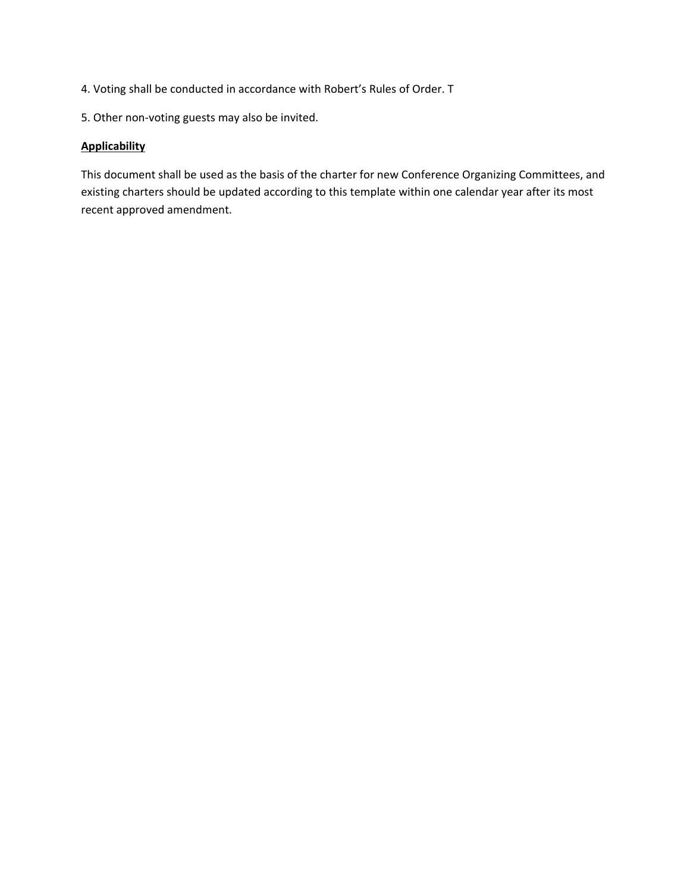4. Voting shall be conducted in accordance with Robert's Rules of Order. T

5. Other non-voting guests may also be invited.

**Applicability**

This document shall be used as the basis of the charter for new Conference Organizing Committees, and existing charters should be updated according to this template within one calendar year after its most recent approved amendment.